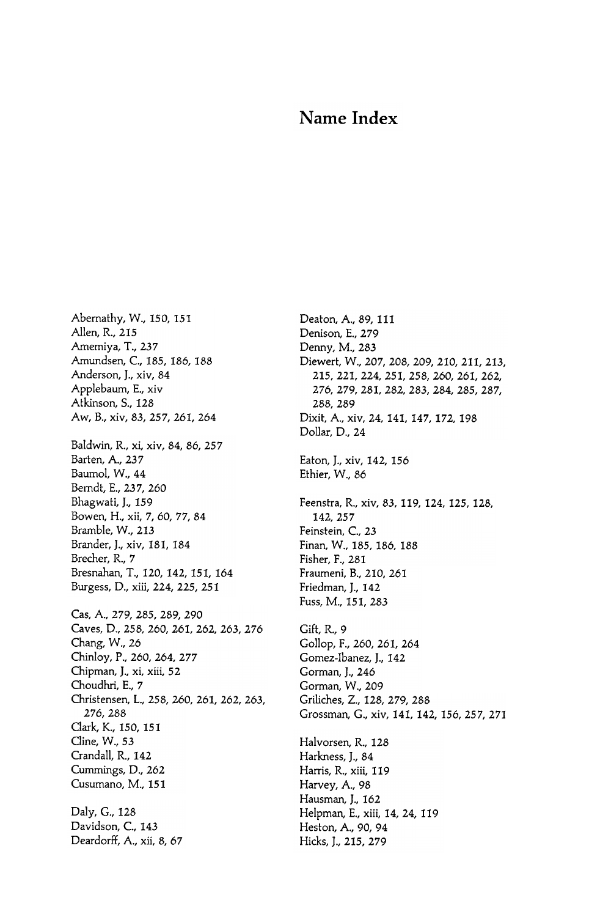# Name Index

Abernathy, W., 150, 151
Allen, R., 215
Amemiya, T., 237
Amundsen, C., 185, 186, 188
Anderson, J., xiv, 84
Applebaum, E., xiv
Atkinson, S., 128
Aw, B., xiv, 83, 257, 261, 264

Baldwin, R., xi, xiv, 84, 86, 257
Barten, A., 237
Baumol, W., 44
Berndt, E., 237, 260
Bhagwati, J., 159
Bowen, H., xii, 7, 60, 77, 84
Bramble, W., 213
Brander, J., xiv, 181, 184
Brecher, R., 7
Bresnahan, T., 120, 142, 151, 164
Burgess, D., xiii, 224, 225, 251

Cas, A., 279, 285, 289, 290
Caves, D., 258, 260, 261, 262, 263, 276
Chang, W., 26
Chinloy, P., 260, 264, 277
Chipman, J., xi, xiii, 52
Choudhri, E., 7
Christensen, L., 258, 260, 261, 262, 263, 276, 288
Clark, K., 150, 151
Cline, W., 53
Crandall, R., 142
Cummings, D., 262
Cusumano, M., 151

Daly, G., 128
Davidson, C., 143
Deardorff, A., xii, 8, 67

Deaton, A., 89, 111
Denison, E., 279
Denny, M., 283
Diewert, W., 207, 208, 209, 210, 211, 213, 215, 221, 224, 251, 258, 260, 261, 262, 276, 279, 281, 282, 283, 284, 285, 287, 288, 289
Dixit, A., xiv, 24, 141, 147, 172, 198
Dollar, D., 24

Eaton, J., xiv, 142, 156
Ethier, W., 86

Feenstra, R., xiv, 83, 119, 124, 125, 128, 142, 257
Feinstein, C., 23
Finan, W., 185, 186, 188
Fisher, F., 281
Fraumeni, B., 210, 261
Friedman, J., 142
Fuss, M., 151, 283

Gift, R., 9
Gollop, F., 260, 261, 264
Gomez-Ibanez, J., 142
Gorman, J., 246
Gorman, W., 209
Griliches, Z., 128, 279, 288
Grossman, G., xiv, 141, 142, 156, 257, 271

Halvorsen, R., 128
Harkness, J., 84
Harris, R., xiii, 119
Harvey, A., 98
Hausman, J., 162
Helpman, E., xiii, 14, 24, 119
Heston, A., 90, 94
Hicks, J., 215, 279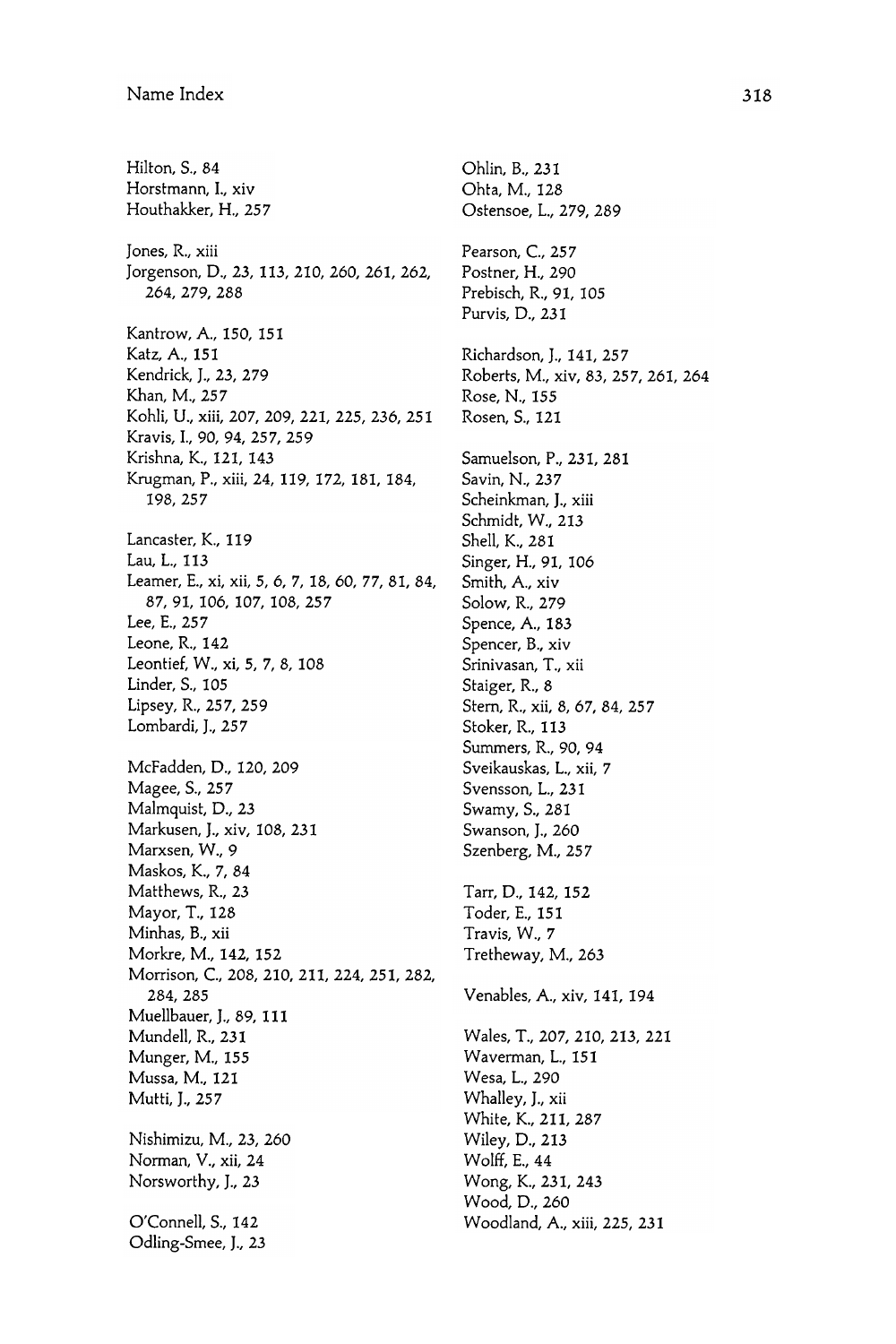Hilton, S., 84
Horstmann, I., xiv
Houthakker, H., 257

Jones, R., xiii
Jorgenson, D., 23, 113, 210, 260, 261, 262, 264, 279, 288

Kantrow, A., 150, 151
Katz, A., 151
Kendrick, J., 23, 279
Khan, M., 257
Kohli, U., xiii, 207, 209, 221, 225, 236, 251
Kravis, I., 90, 94, 257, 259
Krishna, K., 121, 143
Krugman, P., xiii, 24, 119, 172, 181, 184, 198, 257

Lancaster, K., 119
Lau, L., 113
Leamer, E., xi, xii, 5, 6, 7, 18, 60, 77, 81, 84, 87, 91, 106, 107, 108, 257
Lee, E., 257
Leone, R., 142
Leontief, W., xi, 5, 7, 8, 108
Linder, S., 105
Lipsey, R., 257, 259
Lombardi, J., 257

McFadden, D., 120, 209
Magee, S., 257
Malmquist, D., 23
Markusen, J., xiv, 108, 231
Marxsen, W., 9
Maskos, K., 7, 84
Matthews, R., 23
Mayor, T., 128
Minhas, B., xii
Morkre, M., 142, 152
Morrison, C., 208, 210, 211, 224, 251, 282, 284, 285
Muellbauer, J., 89, 111
Mundell, R., 231
Munger, M., 155
Mussa, M., 121
Mutti, J., 257

Nishimizu, M., 23, 260
Norman, V., xii, 24
Norsworthy, J., 23

O'Connell, S., 142
Odling-Smee, J., 23
Ohlin, B., 231
Ohta, M., 128
Ostensoe, L., 279, 289

Pearson, C., 257
Postner, H., 290
Prebisch, R., 91, 105
Purvis, D., 231

Richardson, J., 141, 257
Roberts, M., xiv, 83, 257, 261, 264
Rose, N., 155
Rosen, S., 121

Samuelson, P., 231, 281
Savin, N., 237
Scheinkman, J., xiii
Schmidt, W., 213
Shell, K., 281
Singer, H., 91, 106
Smith, A., xiv
Solow, R., 279
Spence, A., 183
Spencer, B., xiv
Srinivasan, T., xii
Staiger, R., 8
Stern, R., xii, 8, 67, 84, 257
Stoker, R., 113
Summers, R., 90, 94
Sveikauskas, L., xii, 7
Svensson, L., 231
Swamy, S., 281
Swanson, J., 260
Szenberg, M., 257

Tarr, D., 142, 152
Toder, E., 151
Travis, W., 7
Tretheway, M., 263

Venables, A., xiv, 141, 194

Wales, T., 207, 210, 213, 221
Waverman, L., 151
Wesa, L., 290
Whalley, J., xii
White, K., 211, 287
Wiley, D., 213
Wolff, E., 44
Wong, K., 231, 243
Wood, D., 260
Woodland, A., xiii, 225, 231